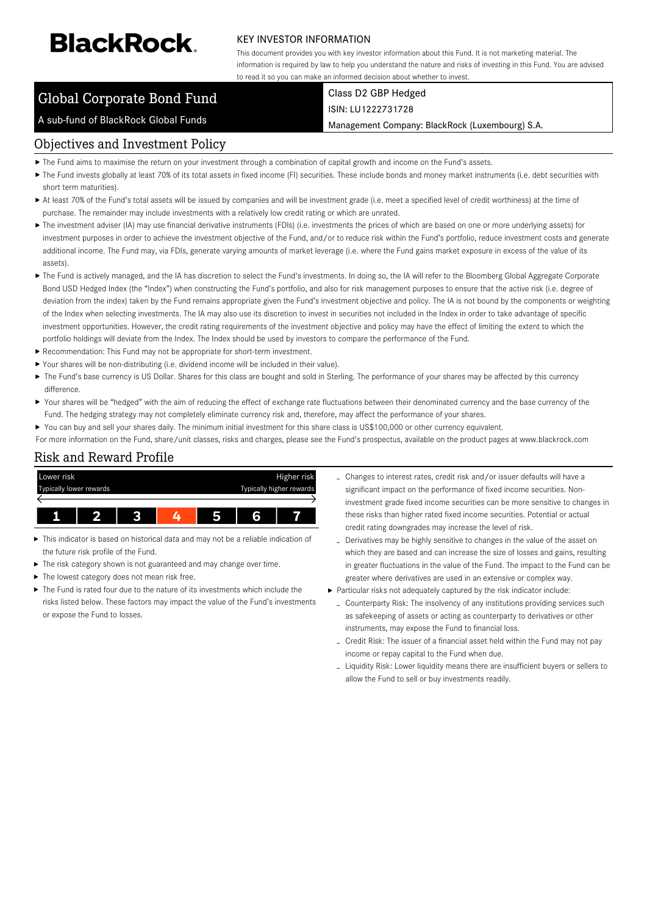BlackRock.

KEY INVESTOR INFORMATION

This document provides you with key investor information about this Fund. It is not marketing material. The information is required by law to help you understand the nature and risks of investing in this Fund. You are advised to read it so you can make an informed decision about whether to invest.

# Global Corporate Bond Fund

A sub-fund of BlackRock Global Funds

Class D2 GBP Hedged

ISIN: LU1222731728

Management Company: BlackRock (Luxembourg) S.A.

## Objectives and Investment Policy

- The Fund aims to maximise the return on your investment through a combination of capital growth and income on the Fund's assets.
- The Fund invests globally at least 70% of its total assets in fixed income (FI) securities. These include bonds and money market instruments (i.e. debt securities with short term maturities).
- At least 70% of the Fund's total assets will be issued by companies and will be investment grade (i.e. meet a specified level of credit worthiness) at the time of purchase. The remainder may include investments with a relatively low credit rating or which are unrated.
- The investment adviser (IA) may use financial derivative instruments (FDIs) (i.e. investments the prices of which are based on one or more underlying assets) for investment purposes in order to achieve the investment objective of the Fund, and/or to reduce risk within the Fund's portfolio, reduce investment costs and generate additional income. The Fund may, via FDIs, generate varying amounts of market leverage (i.e. where the Fund gains market exposure in excess of the value of its assets).
- The Fund is actively managed, and the IA has discretion to select the Fund's investments. In doing so, the IA will refer to the Bloomberg Global Aggregate Corporate Bond USD Hedged Index (the "Index") when constructing the Fund's portfolio, and also for risk management purposes to ensure that the active risk (i.e. degree of deviation from the index) taken by the Fund remains appropriate given the Fund's investment objective and policy. The IA is not bound by the components or weighting of the Index when selecting investments. The IA may also use its discretion to invest in securities not included in the Index in order to take advantage of specific investment opportunities. However, the credit rating requirements of the investment objective and policy may have the effect of limiting the extent to which the portfolio holdings will deviate from the Index. The Index should be used by investors to compare the performance of the Fund.
- Recommendation: This Fund may not be appropriate for short-term investment.
- Your shares will be non-distributing (i.e. dividend income will be included in their value).
- The Fund's base currency is US Dollar. Shares for this class are bought and sold in Sterling. The performance of your shares may be affected by this currency difference.
- Your shares will be "hedged" with the aim of reducing the effect of exchange rate fluctuations between their denominated currency and the base currency of the Fund. The hedging strategy may not completely eliminate currency risk and, therefore, may affect the performance of your shares.
- You can buy and sell your shares daily. The minimum initial investment for this share class is US$100,000 or other currency equivalent.

For more information on the Fund, share/unit classes, risks and charges, please see the Fund's prospectus, available on the product pages at www.blackrock.com

## Risk and Reward Profile

| Lower risk | | | | | | Higher risk |
|---|---|---|---|---|---|---|
| Typically lower rewards | | | | | | Typically higher rewards |
| 1 | 2 | 3 | **4** | 5 | 6 | 7 |

- This indicator is based on historical data and may not be a reliable indication of the future risk profile of the Fund.
- The risk category shown is not guaranteed and may change over time.
- The lowest category does not mean risk free.
- The Fund is rated four due to the nature of its investments which include the risks listed below. These factors may impact the value of the Fund's investments or expose the Fund to losses.
  - Changes to interest rates, credit risk and/or issuer defaults will have a significant impact on the performance of fixed income securities. Non-investment grade fixed income securities can be more sensitive to changes in these risks than higher rated fixed income securities. Potential or actual credit rating downgrades may increase the level of risk.
  - Derivatives may be highly sensitive to changes in the value of the asset on which they are based and can increase the size of losses and gains, resulting in greater fluctuations in the value of the Fund. The impact to the Fund can be greater where derivatives are used in an extensive or complex way.
- Particular risks not adequately captured by the risk indicator include:
  - Counterparty Risk: The insolvency of any institutions providing services such as safekeeping of assets or acting as counterparty to derivatives or other instruments, may expose the Fund to financial loss.
  - Credit Risk: The issuer of a financial asset held within the Fund may not pay income or repay capital to the Fund when due.
  - Liquidity Risk: Lower liquidity means there are insufficient buyers or sellers to allow the Fund to sell or buy investments readily.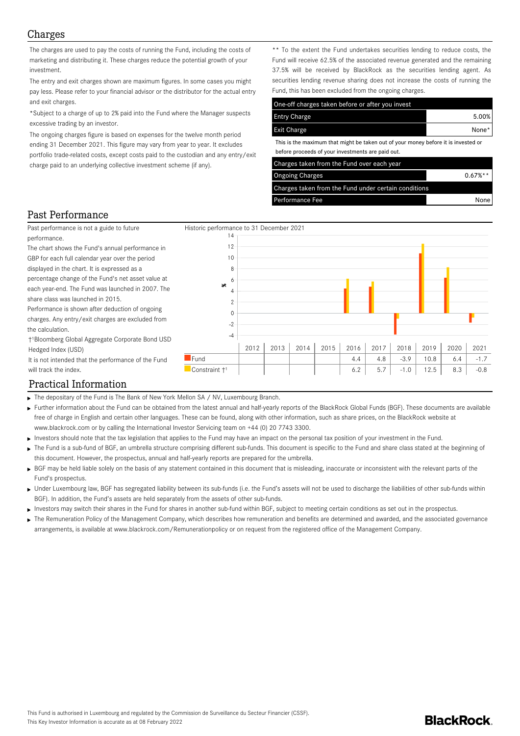## Charges

The charges are used to pay the costs of running the Fund, including the costs of marketing and distributing it. These charges reduce the potential growth of your investment.

The entry and exit charges shown are maximum figures. In some cases you might pay less. Please refer to your financial advisor or the distributor for the actual entry and exit charges.

*Subject to a charge of up to 2% paid into the Fund where the Manager suspects excessive trading by an investor.

The ongoing charges figure is based on expenses for the twelve month period ending 31 December 2021. This figure may vary from year to year. It excludes portfolio trade-related costs, except costs paid to the custodian and any entry/exit charge paid to an underlying collective investment scheme (if any).

** To the extent the Fund undertakes securities lending to reduce costs, the Fund will receive 62.5% of the associated revenue generated and the remaining 37.5% will be received by BlackRock as the securities lending agent. As securities lending revenue sharing does not increase the costs of running the Fund, this has been excluded from the ongoing charges.

| One-off charges taken before or after you invest | |
|---|---|
| Entry Charge | 5.00% |
| Exit Charge | None* |
| This is the maximum that might be taken out of your money before it is invested or before proceeds of your investments are paid out. | |
| **Charges taken from the Fund over each year** | |
| Ongoing Charges | 0.67%** |
| **Charges taken from the Fund under certain conditions** | |
| Performance Fee | None |

## Past Performance

Past performance is not a guide to future performance.

The chart shows the Fund's annual performance in GBP for each full calendar year over the period displayed in the chart. It is expressed as a percentage change of the Fund's net asset value at each year-end. The Fund was launched in 2007. The share class was launched in 2015.

Performance is shown after deduction of ongoing charges. Any entry/exit charges are excluded from the calculation.

†[1]Bloomberg Global Aggregate Corporate Bond USD Hedged Index (USD)

It is not intended that the performance of the Fund will track the index.

Historic performance to 31 December 2021

%

14
12
10
8
6
4
2
0
-2
-4

| | 2012 | 2013 | 2014 | 2015 | 2016 | 2017 | 2018 | 2019 | 2020 | 2021 |
|---|---|---|---|---|---|---|---|---|---|---|
| Fund | | | | | 4.4 | 4.8 | -3.9 | 10.8 | 6.4 | -1.7 |
| Constraint †[1] | | | | | 6.2 | 5.7 | -1.0 | 12.5 | 8.3 | -0.8 |

## Practical Information

- The depositary of the Fund is The Bank of New York Mellon SA / NV, Luxembourg Branch.
- Further information about the Fund can be obtained from the latest annual and half-yearly reports of the BlackRock Global Funds (BGF). These documents are available free of charge in English and certain other languages. These can be found, along with other information, such as share prices, on the BlackRock website at www.blackrock.com or by calling the International Investor Servicing team on +44 (0) 20 7743 3300.
- Investors should note that the tax legislation that applies to the Fund may have an impact on the personal tax position of your investment in the Fund.
- The Fund is a sub-fund of BGF, an umbrella structure comprising different sub-funds. This document is specific to the Fund and share class stated at the beginning of this document. However, the prospectus, annual and half-yearly reports are prepared for the umbrella.
- BGF may be held liable solely on the basis of any statement contained in this document that is misleading, inaccurate or inconsistent with the relevant parts of the Fund's prospectus.
- Under Luxembourg law, BGF has segregated liability between its sub-funds (i.e. the Fund's assets will not be used to discharge the liabilities of other sub-funds within BGF). In addition, the Fund's assets are held separately from the assets of other sub-funds.
- Investors may switch their shares in the Fund for shares in another sub-fund within BGF, subject to meeting certain conditions as set out in the prospectus.
- The Remuneration Policy of the Management Company, which describes how remuneration and benefits are determined and awarded, and the associated governance arrangements, is available at www.blackrock.com/Remunerationpolicy or on request from the registered office of the Management Company.

This Fund is authorised in Luxembourg and regulated by the Commission de Surveillance du Secteur Financier (CSSF).
This Key Investor Information is accurate as at 08 February 2022

BlackRock.